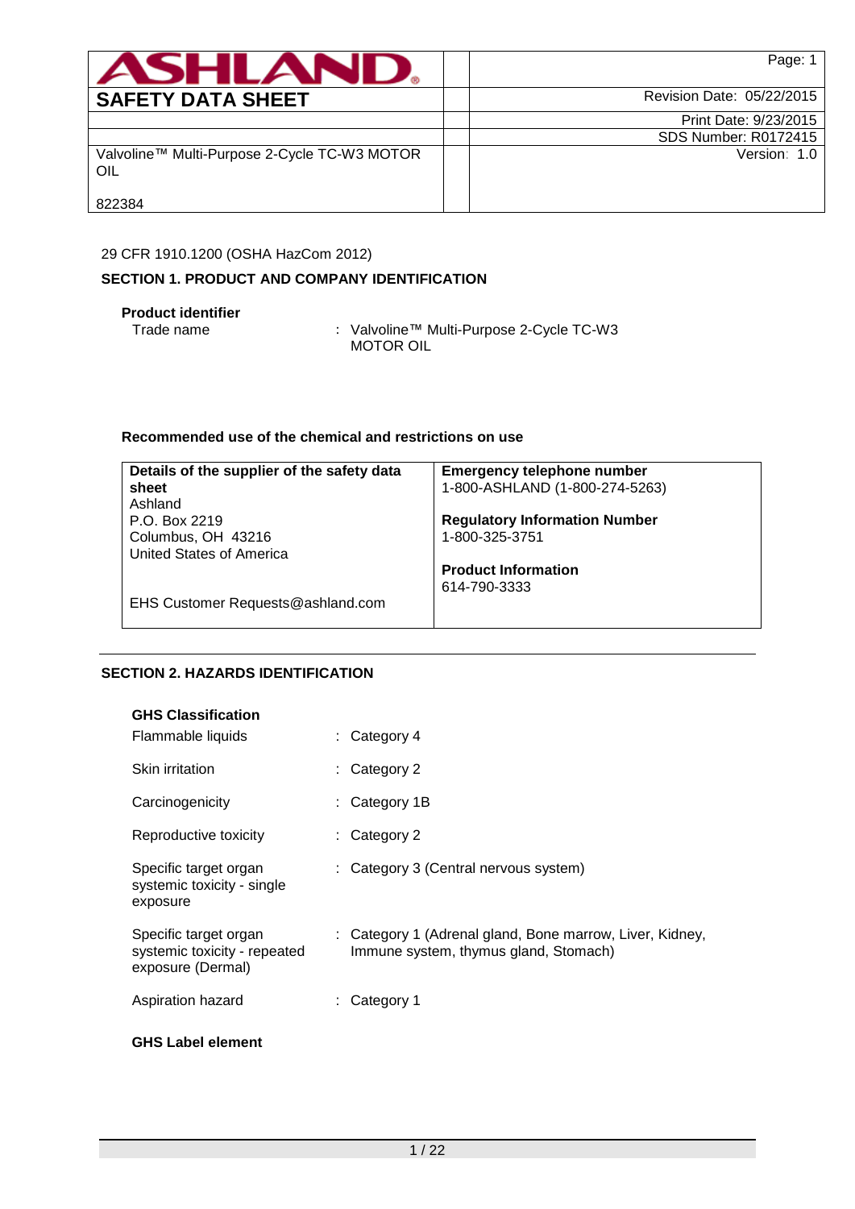| ASHLAND | | Page: 1 |
|---|---|---|
| **SAFETY DATA SHEET** | | Revision Date: 05/22/2015 |
| | | Print Date: 9/23/2015 |
| | | SDS Number: R0172415 |
| Valvoline™ Multi-Purpose 2-Cycle TC-W3 MOTOR OIL<br><br>822384 | | Version: 1.0 |

29 CFR 1910.1200 (OSHA HazCom 2012)

## SECTION 1. PRODUCT AND COMPANY IDENTIFICATION

**Product identifier**

Trade name : Valvoline™ Multi-Purpose 2-Cycle TC-W3 MOTOR OIL

**Recommended use of the chemical and restrictions on use**

| **Details of the supplier of the safety data sheet** | **Emergency telephone number** |
|---|---|
| Ashland<br>P.O. Box 2219<br>Columbus, OH 43216<br>United States of America<br><br>EHS Customer Requests@ashland.com | 1-800-ASHLAND (1-800-274-5263)<br><br>**Regulatory Information Number**<br>1-800-325-3751<br><br>**Product Information**<br>614-790-3333 |

## SECTION 2. HAZARDS IDENTIFICATION

**GHS Classification**

| | |
|---|---|
| Flammable liquids | : Category 4 |
| Skin irritation | : Category 2 |
| Carcinogenicity | : Category 1B |
| Reproductive toxicity | : Category 2 |
| Specific target organ systemic toxicity - single exposure | : Category 3 (Central nervous system) |
| Specific target organ systemic toxicity - repeated exposure (Dermal) | : Category 1 (Adrenal gland, Bone marrow, Liver, Kidney, Immune system, thymus gland, Stomach) |
| Aspiration hazard | : Category 1 |

**GHS Label element**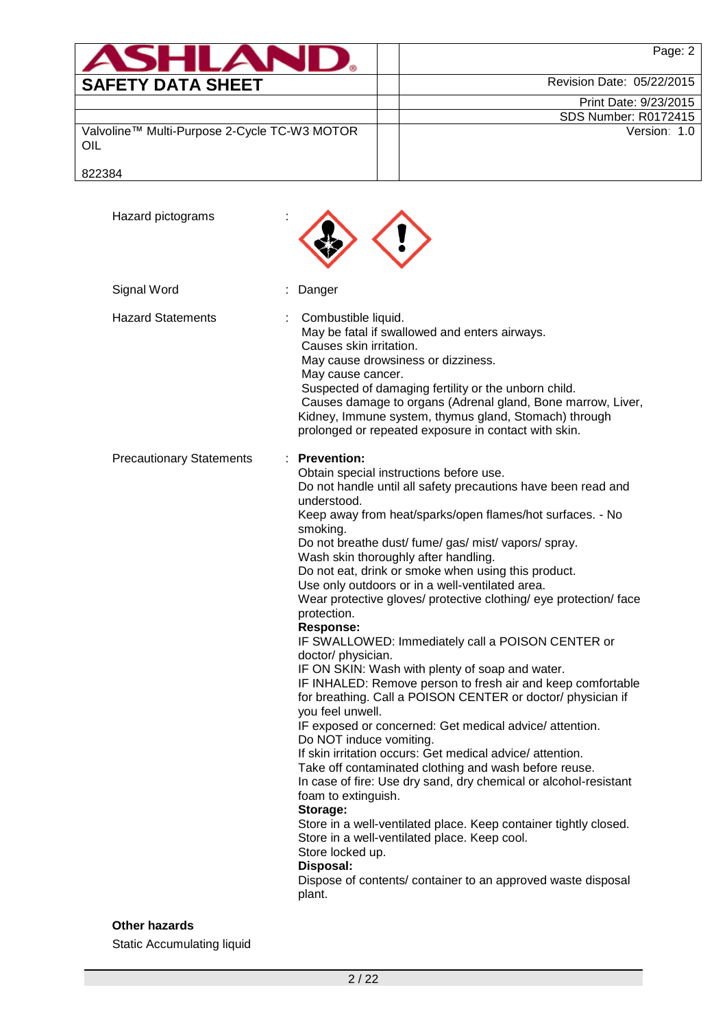Hazard pictograms :

Signal Word : Danger

Hazard Statements : Combustible liquid.
May be fatal if swallowed and enters airways.
Causes skin irritation.
May cause drowsiness or dizziness.
May cause cancer.
Suspected of damaging fertility or the unborn child.
Causes damage to organs (Adrenal gland, Bone marrow, Liver, Kidney, Immune system, thymus gland, Stomach) through prolonged or repeated exposure in contact with skin.

Precautionary Statements : **Prevention:**
Obtain special instructions before use.
Do not handle until all safety precautions have been read and understood.
Keep away from heat/sparks/open flames/hot surfaces. - No smoking.
Do not breathe dust/ fume/ gas/ mist/ vapors/ spray.
Wash skin thoroughly after handling.
Do not eat, drink or smoke when using this product.
Use only outdoors or in a well-ventilated area.
Wear protective gloves/ protective clothing/ eye protection/ face protection.
**Response:**
IF SWALLOWED: Immediately call a POISON CENTER or doctor/ physician.
IF ON SKIN: Wash with plenty of soap and water.
IF INHALED: Remove person to fresh air and keep comfortable for breathing. Call a POISON CENTER or doctor/ physician if you feel unwell.
IF exposed or concerned: Get medical advice/ attention.
Do NOT induce vomiting.
If skin irritation occurs: Get medical advice/ attention.
Take off contaminated clothing and wash before reuse.
In case of fire: Use dry sand, dry chemical or alcohol-resistant foam to extinguish.
**Storage:**
Store in a well-ventilated place. Keep container tightly closed.
Store in a well-ventilated place. Keep cool.
Store locked up.
**Disposal:**
Dispose of contents/ container to an approved waste disposal plant.

**Other hazards**

Static Accumulating liquid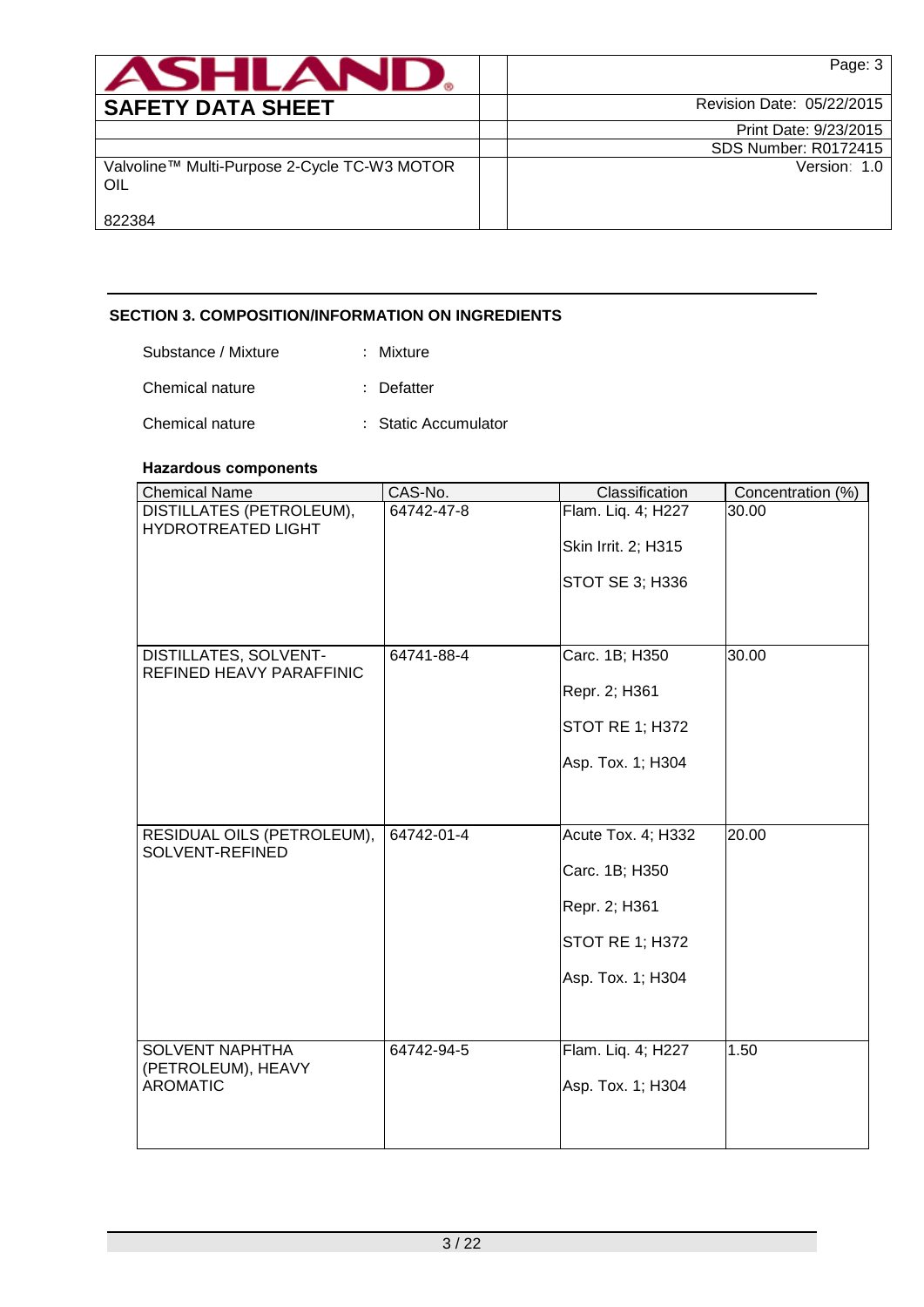## SECTION 3. COMPOSITION/INFORMATION ON INGREDIENTS

Substance / Mixture : Mixture

Chemical nature : Defatter

Chemical nature : Static Accumulator

### Hazardous components

| Chemical Name | CAS-No. | Classification | Concentration (%) |
|---|---|---|---|
| DISTILLATES (PETROLEUM), HYDROTREATED LIGHT | 64742-47-8 | Flam. Liq. 4; H227<br>Skin Irrit. 2; H315<br>STOT SE 3; H336 | 30.00 |
| DISTILLATES, SOLVENT-REFINED HEAVY PARAFFINIC | 64741-88-4 | Carc. 1B; H350<br>Repr. 2; H361<br>STOT RE 1; H372<br>Asp. Tox. 1; H304 | 30.00 |
| RESIDUAL OILS (PETROLEUM), SOLVENT-REFINED | 64742-01-4 | Acute Tox. 4; H332<br>Carc. 1B; H350<br>Repr. 2; H361<br>STOT RE 1; H372<br>Asp. Tox. 1; H304 | 20.00 |
| SOLVENT NAPHTHA (PETROLEUM), HEAVY AROMATIC | 64742-94-5 | Flam. Liq. 4; H227<br>Asp. Tox. 1; H304 | 1.50 |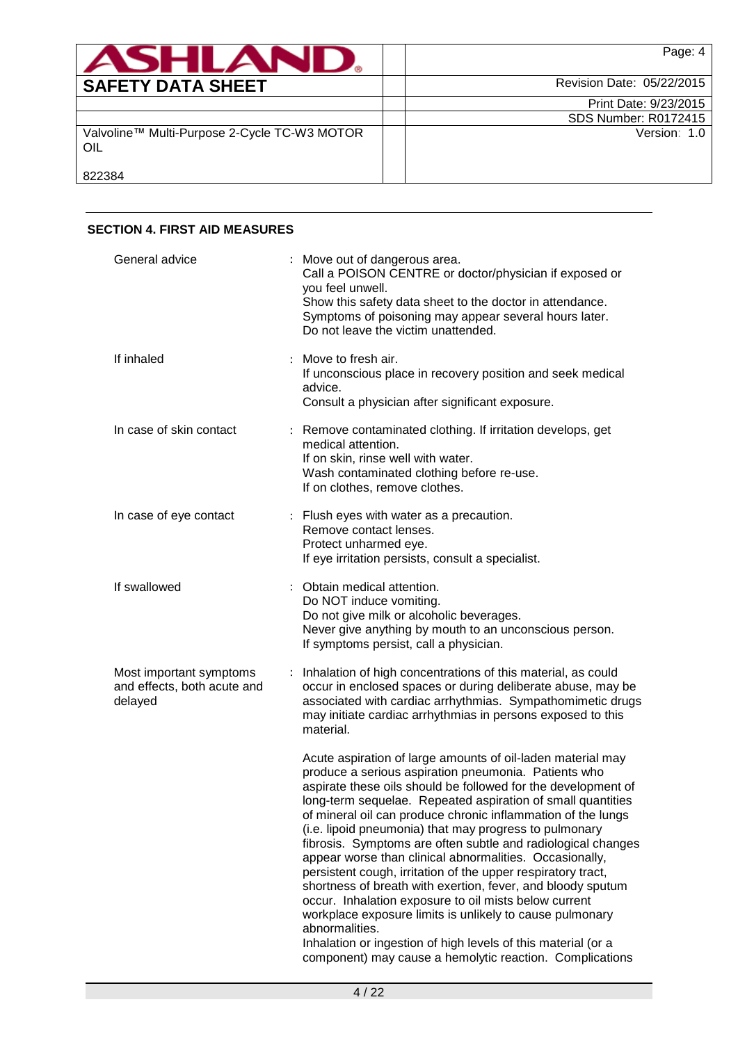## SECTION 4. FIRST AID MEASURES

| | |
|---|---|
| General advice | : Move out of dangerous area.<br>Call a POISON CENTRE or doctor/physician if exposed or you feel unwell.<br>Show this safety data sheet to the doctor in attendance.<br>Symptoms of poisoning may appear several hours later.<br>Do not leave the victim unattended. |
| If inhaled | : Move to fresh air.<br>If unconscious place in recovery position and seek medical advice.<br>Consult a physician after significant exposure. |
| In case of skin contact | : Remove contaminated clothing. If irritation develops, get medical attention.<br>If on skin, rinse well with water.<br>Wash contaminated clothing before re-use.<br>If on clothes, remove clothes. |
| In case of eye contact | : Flush eyes with water as a precaution.<br>Remove contact lenses.<br>Protect unharmed eye.<br>If eye irritation persists, consult a specialist. |
| If swallowed | : Obtain medical attention.<br>Do NOT induce vomiting.<br>Do not give milk or alcoholic beverages.<br>Never give anything by mouth to an unconscious person.<br>If symptoms persist, call a physician. |
| Most important symptoms and effects, both acute and delayed | : Inhalation of high concentrations of this material, as could occur in enclosed spaces or during deliberate abuse, may be associated with cardiac arrhythmias. Sympathomimetic drugs may initiate cardiac arrhythmias in persons exposed to this material.<br><br>Acute aspiration of large amounts of oil-laden material may produce a serious aspiration pneumonia. Patients who aspirate these oils should be followed for the development of long-term sequelae. Repeated aspiration of small quantities of mineral oil can produce chronic inflammation of the lungs (i.e. lipoid pneumonia) that may progress to pulmonary fibrosis. Symptoms are often subtle and radiological changes appear worse than clinical abnormalities. Occasionally, persistent cough, irritation of the upper respiratory tract, shortness of breath with exertion, fever, and bloody sputum occur. Inhalation exposure to oil mists below current workplace exposure limits is unlikely to cause pulmonary abnormalities.<br>Inhalation or ingestion of high levels of this material (or a component) may cause a hemolytic reaction. Complications |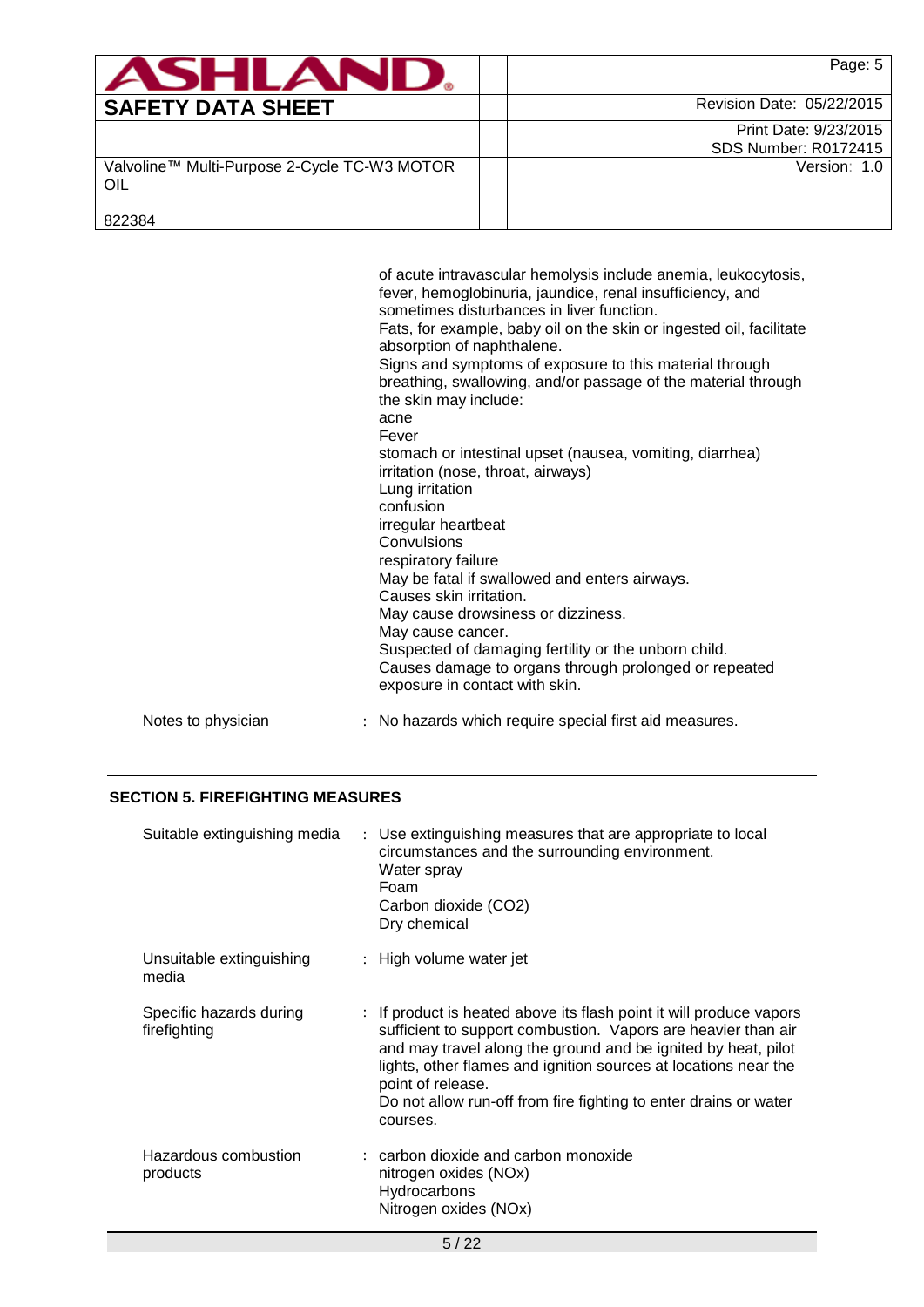of acute intravascular hemolysis include anemia, leukocytosis, fever, hemoglobinuria, jaundice, renal insufficiency, and sometimes disturbances in liver function.
Fats, for example, baby oil on the skin or ingested oil, facilitate absorption of naphthalene.
Signs and symptoms of exposure to this material through breathing, swallowing, and/or passage of the material through the skin may include:
acne
Fever
stomach or intestinal upset (nausea, vomiting, diarrhea)
irritation (nose, throat, airways)
Lung irritation
confusion
irregular heartbeat
Convulsions
respiratory failure
May be fatal if swallowed and enters airways.
Causes skin irritation.
May cause drowsiness or dizziness.
May cause cancer.
Suspected of damaging fertility or the unborn child.
Causes damage to organs through prolonged or repeated exposure in contact with skin.

Notes to physician : No hazards which require special first aid measures.

## SECTION 5. FIREFIGHTING MEASURES

Suitable extinguishing media : Use extinguishing measures that are appropriate to local circumstances and the surrounding environment.
Water spray
Foam
Carbon dioxide ($CO_2$)
Dry chemical

Unsuitable extinguishing media : High volume water jet

Specific hazards during firefighting : If product is heated above its flash point it will produce vapors sufficient to support combustion. Vapors are heavier than air and may travel along the ground and be ignited by heat, pilot lights, other flames and ignition sources at locations near the point of release.
Do not allow run-off from fire fighting to enter drains or water courses.

Hazardous combustion products : carbon dioxide and carbon monoxide
nitrogen oxides (NOx)
Hydrocarbons
Nitrogen oxides (NOx)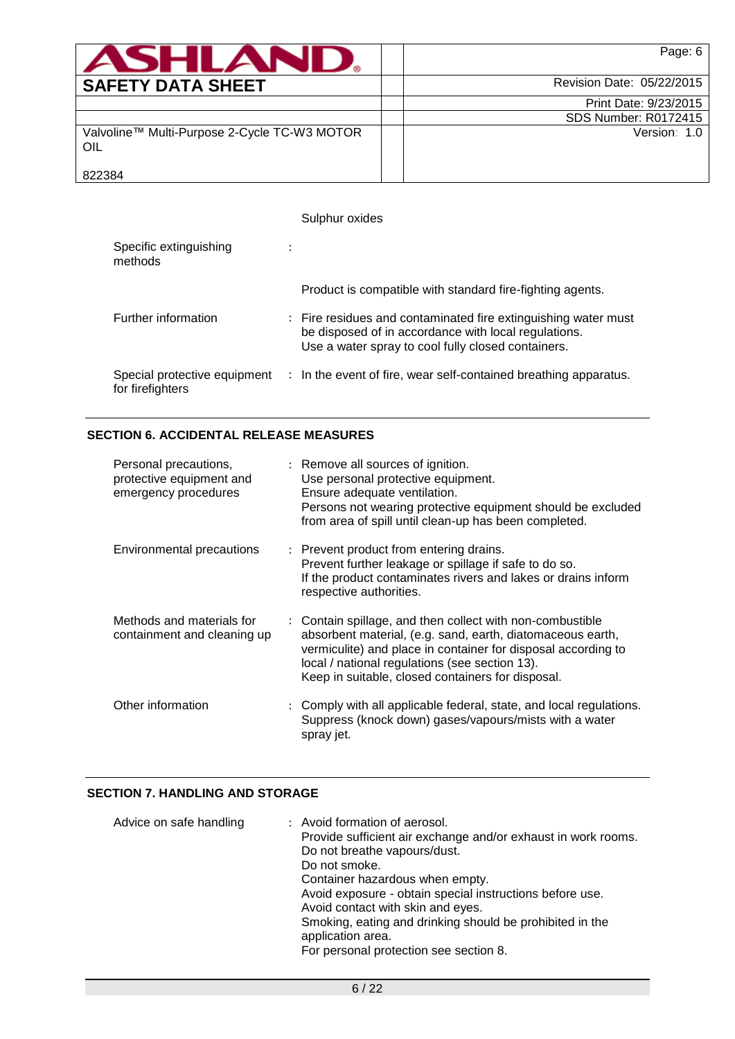Sulphur oxides

| | | |
|---|---|---|
| Specific extinguishing methods | : | Product is compatible with standard fire-fighting agents. |
| Further information | : | Fire residues and contaminated fire extinguishing water must be disposed of in accordance with local regulations.<br>Use a water spray to cool fully closed containers. |
| Special protective equipment for firefighters | : | In the event of fire, wear self-contained breathing apparatus. |

## SECTION 6. ACCIDENTAL RELEASE MEASURES

| | | |
|---|---|---|
| Personal precautions, protective equipment and emergency procedures | : | Remove all sources of ignition.<br>Use personal protective equipment.<br>Ensure adequate ventilation.<br>Persons not wearing protective equipment should be excluded from area of spill until clean-up has been completed. |
| Environmental precautions | : | Prevent product from entering drains.<br>Prevent further leakage or spillage if safe to do so.<br>If the product contaminates rivers and lakes or drains inform respective authorities. |
| Methods and materials for containment and cleaning up | : | Contain spillage, and then collect with non-combustible absorbent material, (e.g. sand, earth, diatomaceous earth, vermiculite) and place in container for disposal according to local / national regulations (see section 13).<br>Keep in suitable, closed containers for disposal. |
| Other information | : | Comply with all applicable federal, state, and local regulations.<br>Suppress (knock down) gases/vapours/mists with a water spray jet. |

## SECTION 7. HANDLING AND STORAGE

| | | |
|---|---|---|
| Advice on safe handling | : | Avoid formation of aerosol.<br>Provide sufficient air exchange and/or exhaust in work rooms.<br>Do not breathe vapours/dust.<br>Do not smoke.<br>Container hazardous when empty.<br>Avoid exposure - obtain special instructions before use.<br>Avoid contact with skin and eyes.<br>Smoking, eating and drinking should be prohibited in the application area.<br>For personal protection see section 8. |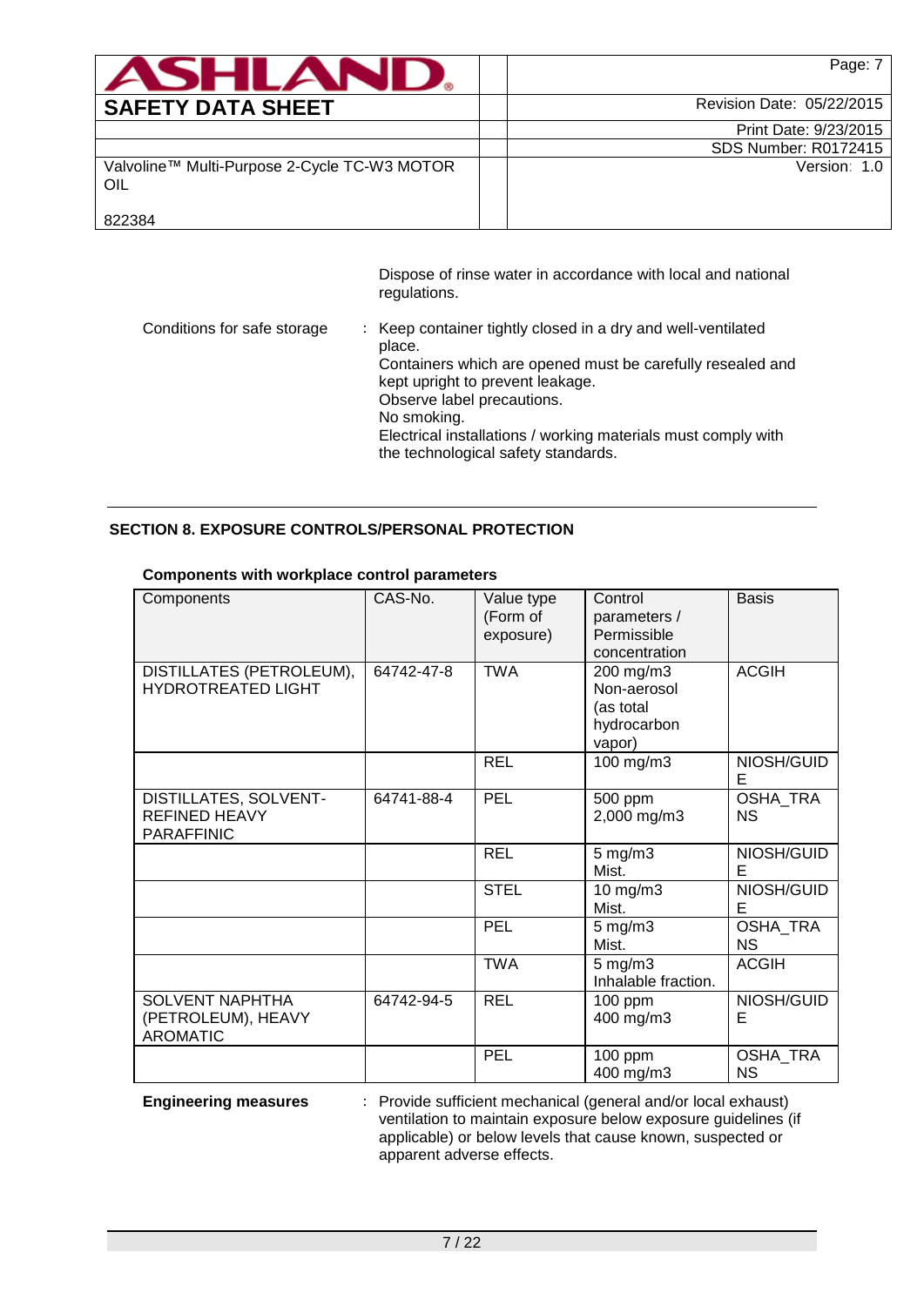Dispose of rinse water in accordance with local and national regulations.

Conditions for safe storage : Keep container tightly closed in a dry and well-ventilated place.
Containers which are opened must be carefully resealed and kept upright to prevent leakage.
Observe label precautions.
No smoking.
Electrical installations / working materials must comply with the technological safety standards.

## SECTION 8. EXPOSURE CONTROLS/PERSONAL PROTECTION

**Components with workplace control parameters**

| Components | CAS-No. | Value type (Form of exposure) | Control parameters / Permissible concentration | Basis |
|---|---|---|---|---|
| DISTILLATES (PETROLEUM), HYDROTREATED LIGHT | 64742-47-8 | TWA | 200 mg/m3 Non-aerosol (as total hydrocarbon vapor) | ACGIH |
| | | REL | 100 mg/m3 | NIOSH/GUIDE |
| DISTILLATES, SOLVENT-REFINED HEAVY PARAFFINIC | 64741-88-4 | PEL | 500 ppm 2,000 mg/m3 | OSHA_TRANS |
| | | REL | 5 mg/m3 Mist. | NIOSH/GUIDE |
| | | STEL | 10 mg/m3 Mist. | NIOSH/GUIDE |
| | | PEL | 5 mg/m3 Mist. | OSHA_TRANS |
| | | TWA | 5 mg/m3 Inhalable fraction. | ACGIH |
| SOLVENT NAPHTHA (PETROLEUM), HEAVY AROMATIC | 64742-94-5 | REL | 100 ppm 400 mg/m3 | NIOSH/GUIDE |
| | | PEL | 100 ppm 400 mg/m3 | OSHA_TRANS |

**Engineering measures** : Provide sufficient mechanical (general and/or local exhaust) ventilation to maintain exposure below exposure guidelines (if applicable) or below levels that cause known, suspected or apparent adverse effects.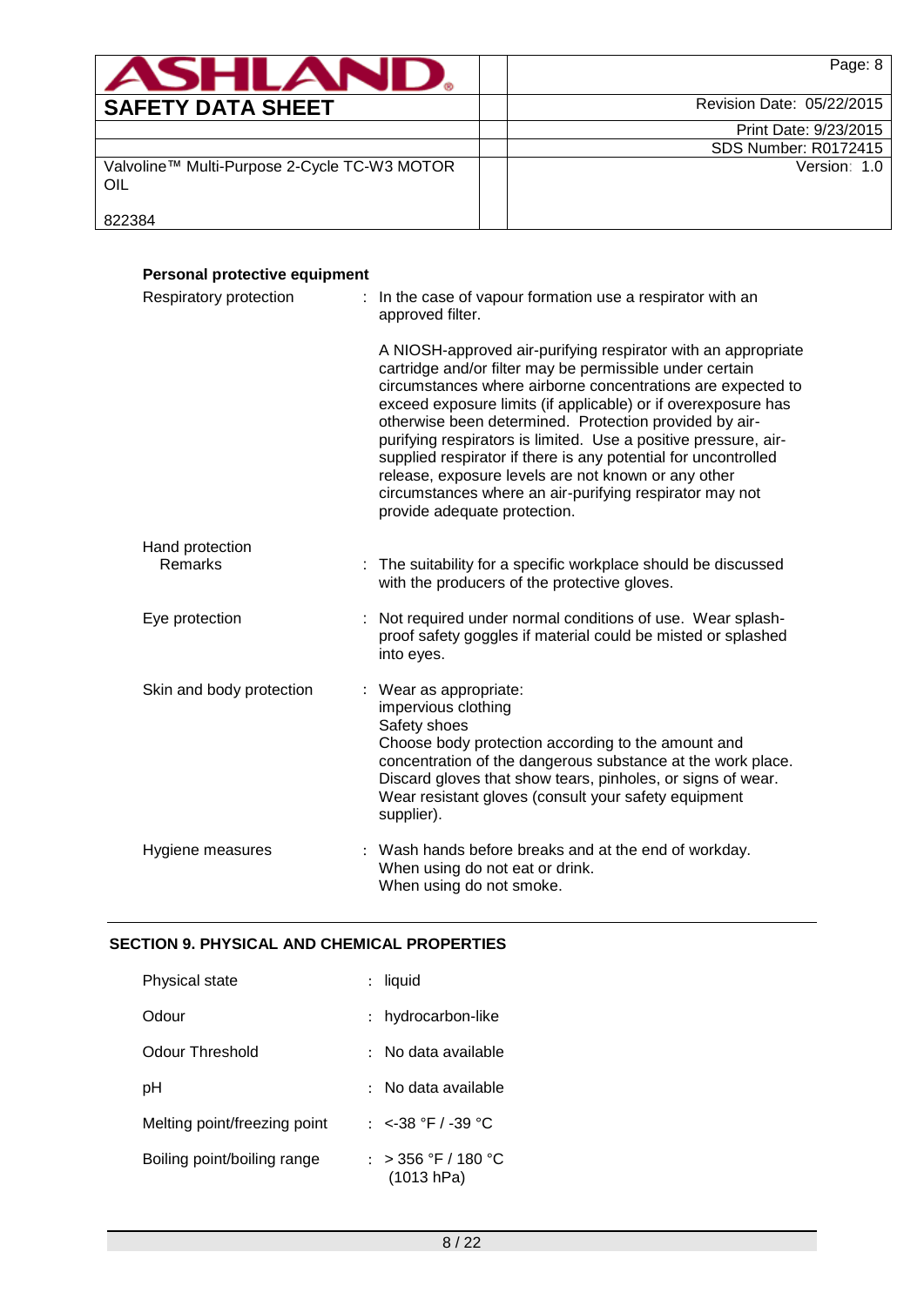**Personal protective equipment**

| | |
|---|---|
| Respiratory protection | : In the case of vapour formation use a respirator with an approved filter.<br><br>A NIOSH-approved air-purifying respirator with an appropriate cartridge and/or filter may be permissible under certain circumstances where airborne concentrations are expected to exceed exposure limits (if applicable) or if overexposure has otherwise been determined. Protection provided by air-purifying respirators is limited. Use a positive pressure, air-supplied respirator if there is any potential for uncontrolled release, exposure levels are not known or any other circumstances where an air-purifying respirator may not provide adequate protection. |
| Hand protection<br>Remarks | : The suitability for a specific workplace should be discussed with the producers of the protective gloves. |
| Eye protection | : Not required under normal conditions of use. Wear splash-proof safety goggles if material could be misted or splashed into eyes. |
| Skin and body protection | : Wear as appropriate:<br>impervious clothing<br>Safety shoes<br>Choose body protection according to the amount and concentration of the dangerous substance at the work place.<br>Discard gloves that show tears, pinholes, or signs of wear.<br>Wear resistant gloves (consult your safety equipment supplier). |
| Hygiene measures | : Wash hands before breaks and at the end of workday.<br>When using do not eat or drink.<br>When using do not smoke. |

## SECTION 9. PHYSICAL AND CHEMICAL PROPERTIES

| | |
|---|---|
| Physical state | : liquid |
| Odour | : hydrocarbon-like |
| Odour Threshold | : No data available |
| pH | : No data available |
| Melting point/freezing point | : <-38 °F / -39 °C |
| Boiling point/boiling range | : > 356 °F / 180 °C (1013 hPa) |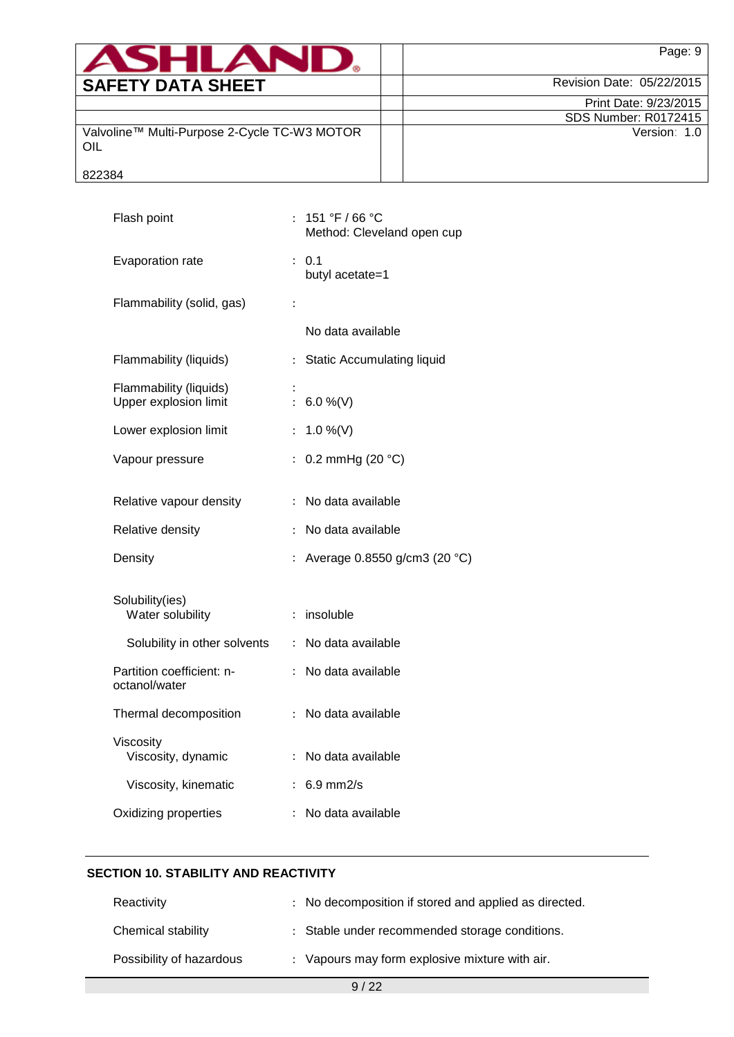| | | |
|---|---|---|
| Flash point | : | 151 °F / 66 °C<br>Method: Cleveland open cup |
| Evaporation rate | : | 0.1<br>butyl acetate=1 |
| Flammability (solid, gas) | : | No data available |
| Flammability (liquids) | : | Static Accumulating liquid |
| Flammability (liquids) | : | |
| Upper explosion limit | : | 6.0 %(V) |
| Lower explosion limit | : | 1.0 %(V) |
| Vapour pressure | : | 0.2 mmHg (20 °C) |
| Relative vapour density | : | No data available |
| Relative density | : | No data available |
| Density | : | Average 0.8550 g/cm3 (20 °C) |
| Solubility(ies) | | |
| Water solubility | : | insoluble |
| Solubility in other solvents | : | No data available |
| Partition coefficient: n-octanol/water | : | No data available |
| Thermal decomposition | : | No data available |
| Viscosity | | |
| Viscosity, dynamic | : | No data available |
| Viscosity, kinematic | : | 6.9 mm2/s |
| Oxidizing properties | : | No data available |

## SECTION 10. STABILITY AND REACTIVITY

| | | |
|---|---|---|
| Reactivity | : | No decomposition if stored and applied as directed. |
| Chemical stability | : | Stable under recommended storage conditions. |
| Possibility of hazardous | : | Vapours may form explosive mixture with air. |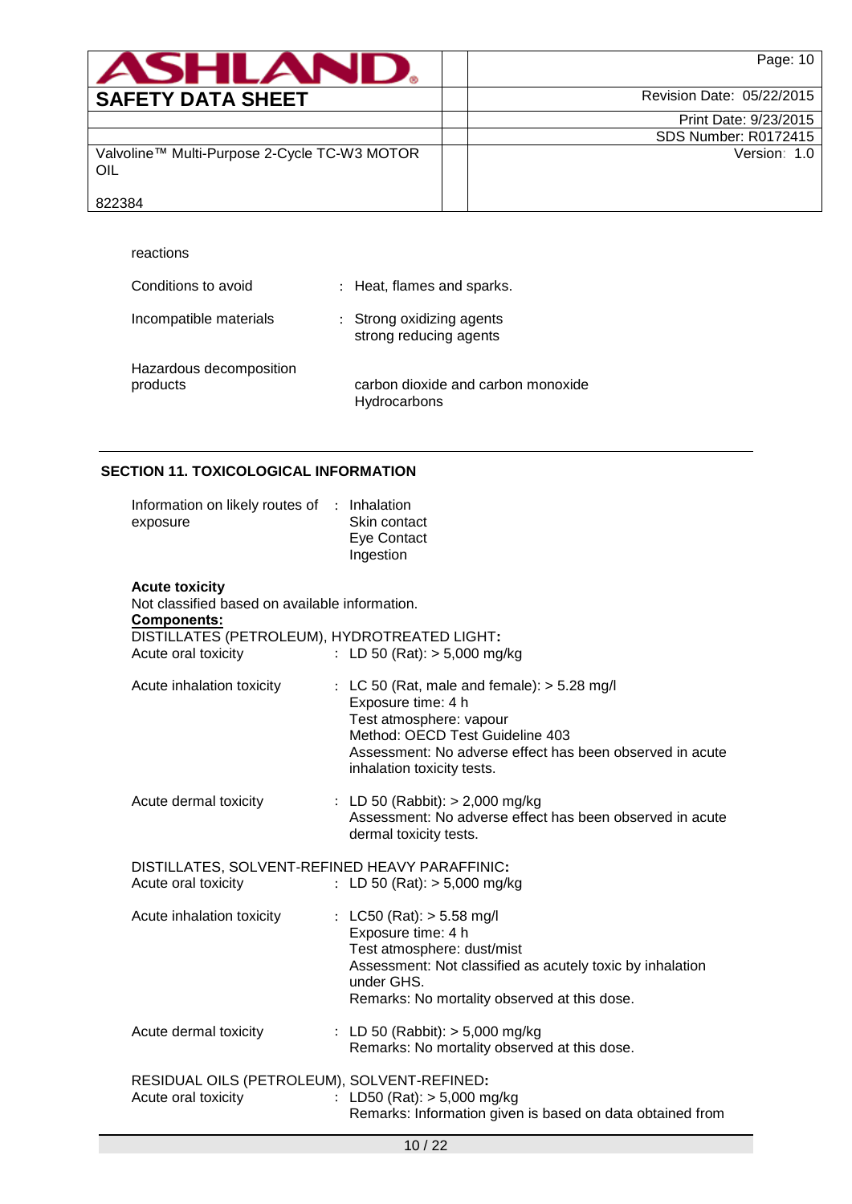reactions

Conditions to avoid : Heat, flames and sparks.

Incompatible materials : Strong oxidizing agents
strong reducing agents

Hazardous decomposition products : carbon dioxide and carbon monoxide
Hydrocarbons

## SECTION 11. TOXICOLOGICAL INFORMATION

Information on likely routes of exposure : Inhalation
Skin contact
Eye Contact
Ingestion

**Acute toxicity**

Not classified based on available information.

**Components:**

DISTILLATES (PETROLEUM), HYDROTREATED LIGHT**:**

Acute oral toxicity : LD 50 (Rat): > 5,000 mg/kg

Acute inhalation toxicity : LC 50 (Rat, male and female): > 5.28 mg/l
Exposure time: 4 h
Test atmosphere: vapour
Method: OECD Test Guideline 403
Assessment: No adverse effect has been observed in acute inhalation toxicity tests.

Acute dermal toxicity : LD 50 (Rabbit): > 2,000 mg/kg
Assessment: No adverse effect has been observed in acute dermal toxicity tests.

DISTILLATES, SOLVENT-REFINED HEAVY PARAFFINIC**:**

Acute oral toxicity : LD 50 (Rat): > 5,000 mg/kg

Acute inhalation toxicity : LC50 (Rat): > 5.58 mg/l
Exposure time: 4 h
Test atmosphere: dust/mist
Assessment: Not classified as acutely toxic by inhalation under GHS.
Remarks: No mortality observed at this dose.

Acute dermal toxicity : LD 50 (Rabbit): > 5,000 mg/kg
Remarks: No mortality observed at this dose.

RESIDUAL OILS (PETROLEUM), SOLVENT-REFINED**:**

Acute oral toxicity : LD50 (Rat): > 5,000 mg/kg
Remarks: Information given is based on data obtained from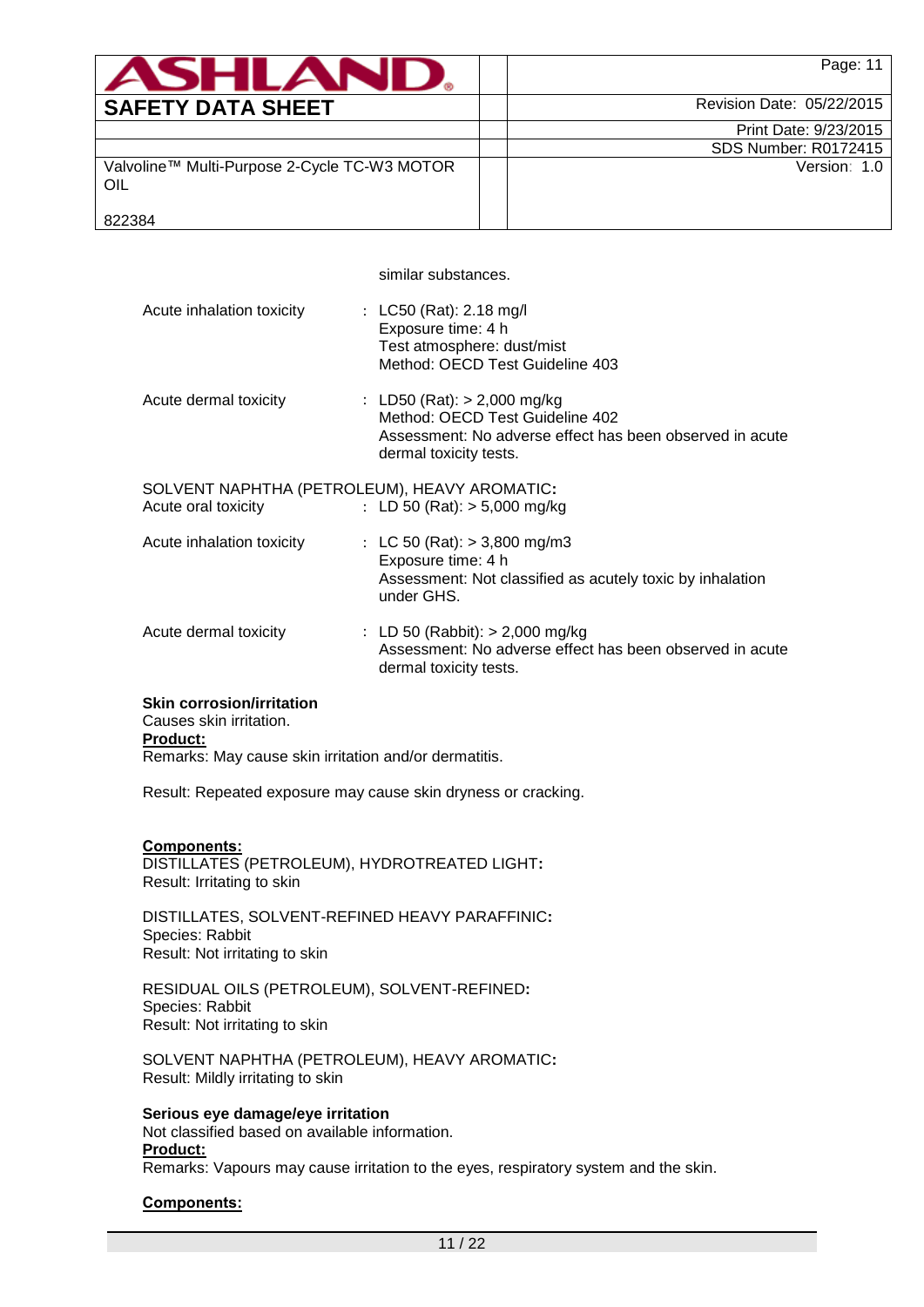similar substances.

| | |
|---|---|
| Acute inhalation toxicity | : LC50 (Rat): 2.18 mg/l<br>Exposure time: 4 h<br>Test atmosphere: dust/mist<br>Method: OECD Test Guideline 403 |
| Acute dermal toxicity | : LD50 (Rat): > 2,000 mg/kg<br>Method: OECD Test Guideline 402<br>Assessment: No adverse effect has been observed in acute dermal toxicity tests. |

SOLVENT NAPHTHA (PETROLEUM), HEAVY AROMATIC**:**

| | |
|---|---|
| Acute oral toxicity | : LD 50 (Rat): > 5,000 mg/kg |
| Acute inhalation toxicity | : LC 50 (Rat): > 3,800 mg/m3<br>Exposure time: 4 h<br>Assessment: Not classified as acutely toxic by inhalation under GHS. |
| Acute dermal toxicity | : LD 50 (Rabbit): > 2,000 mg/kg<br>Assessment: No adverse effect has been observed in acute dermal toxicity tests. |

**Skin corrosion/irritation**

Causes skin irritation.

**Product:**

Remarks: May cause skin irritation and/or dermatitis.

Result: Repeated exposure may cause skin dryness or cracking.

**Components:**

DISTILLATES (PETROLEUM), HYDROTREATED LIGHT**:**
Result: Irritating to skin

DISTILLATES, SOLVENT-REFINED HEAVY PARAFFINIC**:**
Species: Rabbit
Result: Not irritating to skin

RESIDUAL OILS (PETROLEUM), SOLVENT-REFINED**:**
Species: Rabbit
Result: Not irritating to skin

SOLVENT NAPHTHA (PETROLEUM), HEAVY AROMATIC**:**
Result: Mildly irritating to skin

**Serious eye damage/eye irritation**

Not classified based on available information.

**Product:**

Remarks: Vapours may cause irritation to the eyes, respiratory system and the skin.

**Components:**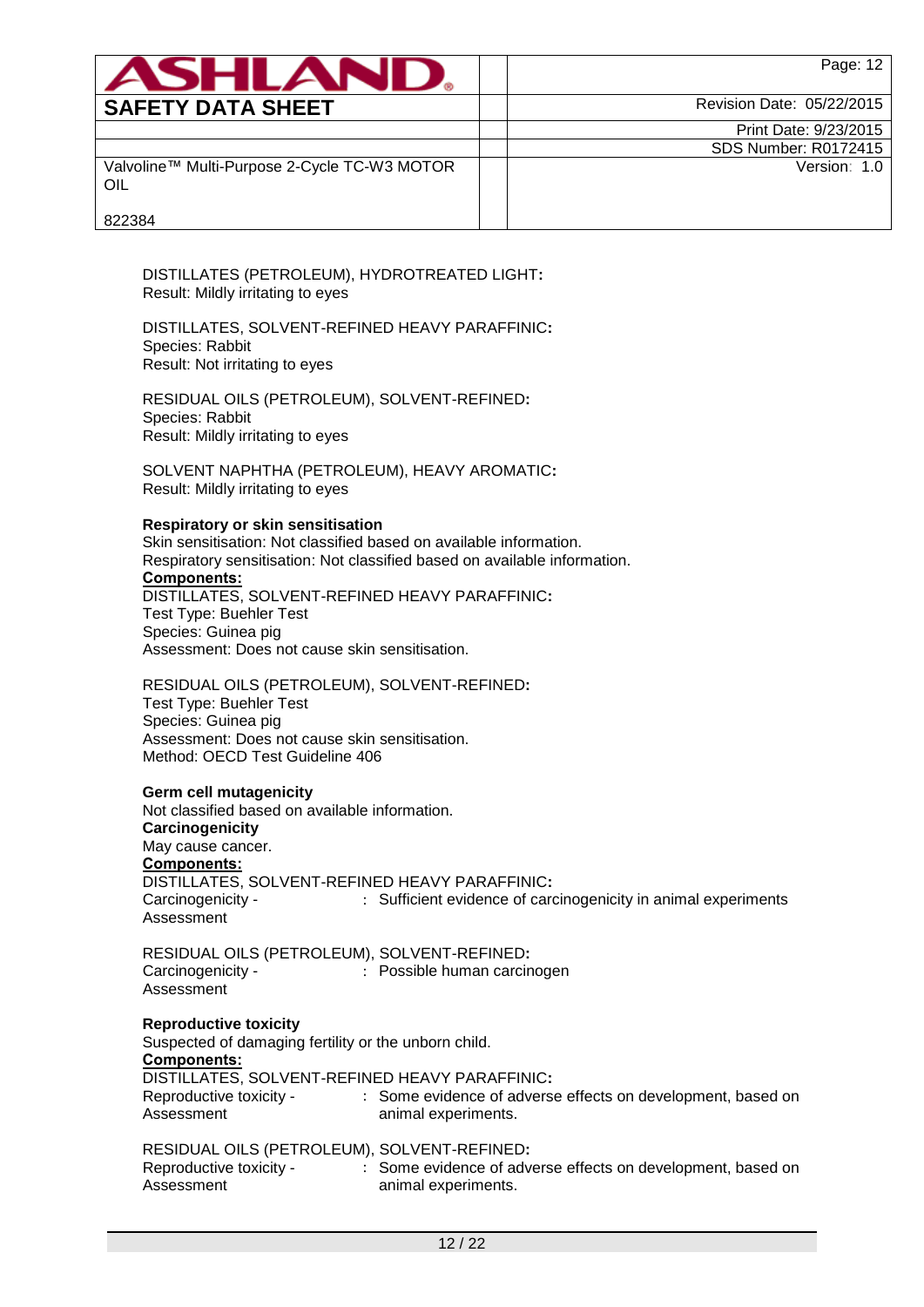DISTILLATES (PETROLEUM), HYDROTREATED LIGHT**:**
Result: Mildly irritating to eyes

DISTILLATES, SOLVENT-REFINED HEAVY PARAFFINIC**:**
Species: Rabbit
Result: Not irritating to eyes

RESIDUAL OILS (PETROLEUM), SOLVENT-REFINED**:**
Species: Rabbit
Result: Mildly irritating to eyes

SOLVENT NAPHTHA (PETROLEUM), HEAVY AROMATIC**:**
Result: Mildly irritating to eyes

**Respiratory or skin sensitisation**
Skin sensitisation: Not classified based on available information.
Respiratory sensitisation: Not classified based on available information.
**Components:**
DISTILLATES, SOLVENT-REFINED HEAVY PARAFFINIC**:**
Test Type: Buehler Test
Species: Guinea pig
Assessment: Does not cause skin sensitisation.

RESIDUAL OILS (PETROLEUM), SOLVENT-REFINED**:**
Test Type: Buehler Test
Species: Guinea pig
Assessment: Does not cause skin sensitisation.
Method: OECD Test Guideline 406

**Germ cell mutagenicity**
Not classified based on available information.
**Carcinogenicity**
May cause cancer.
**Components:**
DISTILLATES, SOLVENT-REFINED HEAVY PARAFFINIC**:**
Carcinogenicity - Assessment : Sufficient evidence of carcinogenicity in animal experiments

RESIDUAL OILS (PETROLEUM), SOLVENT-REFINED**:**
Carcinogenicity - Assessment : Possible human carcinogen

**Reproductive toxicity**
Suspected of damaging fertility or the unborn child.
**Components:**
DISTILLATES, SOLVENT-REFINED HEAVY PARAFFINIC**:**
Reproductive toxicity - Assessment : Some evidence of adverse effects on development, based on animal experiments.

RESIDUAL OILS (PETROLEUM), SOLVENT-REFINED**:**
Reproductive toxicity - Assessment : Some evidence of adverse effects on development, based on animal experiments.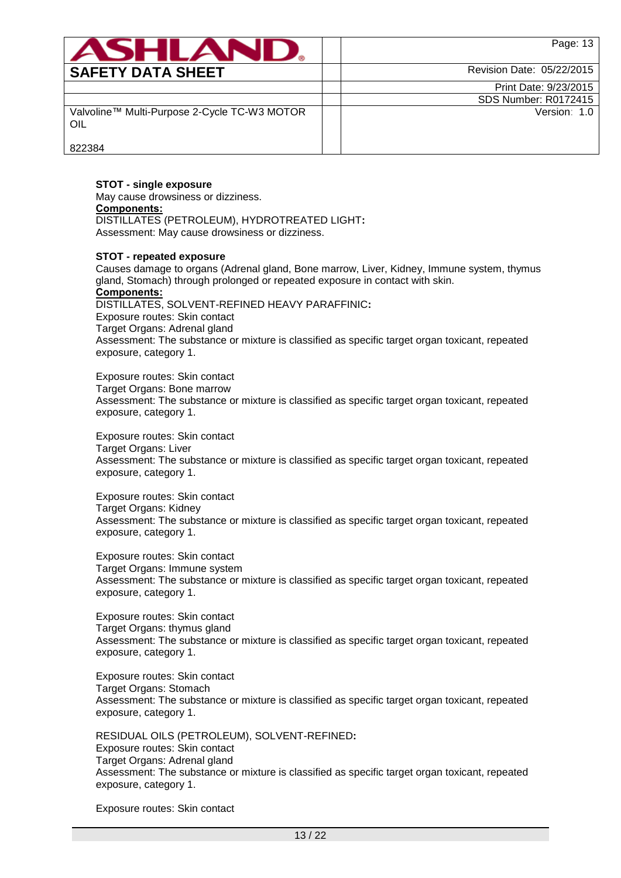**STOT - single exposure**
May cause drowsiness or dizziness.
**Components:**
DISTILLATES (PETROLEUM), HYDROTREATED LIGHT**:**
Assessment: May cause drowsiness or dizziness.

**STOT - repeated exposure**
Causes damage to organs (Adrenal gland, Bone marrow, Liver, Kidney, Immune system, thymus gland, Stomach) through prolonged or repeated exposure in contact with skin.
**Components:**
DISTILLATES, SOLVENT-REFINED HEAVY PARAFFINIC**:**
Exposure routes: Skin contact
Target Organs: Adrenal gland
Assessment: The substance or mixture is classified as specific target organ toxicant, repeated exposure, category 1.

Exposure routes: Skin contact
Target Organs: Bone marrow
Assessment: The substance or mixture is classified as specific target organ toxicant, repeated exposure, category 1.

Exposure routes: Skin contact
Target Organs: Liver
Assessment: The substance or mixture is classified as specific target organ toxicant, repeated exposure, category 1.

Exposure routes: Skin contact
Target Organs: Kidney
Assessment: The substance or mixture is classified as specific target organ toxicant, repeated exposure, category 1.

Exposure routes: Skin contact
Target Organs: Immune system
Assessment: The substance or mixture is classified as specific target organ toxicant, repeated exposure, category 1.

Exposure routes: Skin contact
Target Organs: thymus gland
Assessment: The substance or mixture is classified as specific target organ toxicant, repeated exposure, category 1.

Exposure routes: Skin contact
Target Organs: Stomach
Assessment: The substance or mixture is classified as specific target organ toxicant, repeated exposure, category 1.

RESIDUAL OILS (PETROLEUM), SOLVENT-REFINED**:**
Exposure routes: Skin contact
Target Organs: Adrenal gland
Assessment: The substance or mixture is classified as specific target organ toxicant, repeated exposure, category 1.

Exposure routes: Skin contact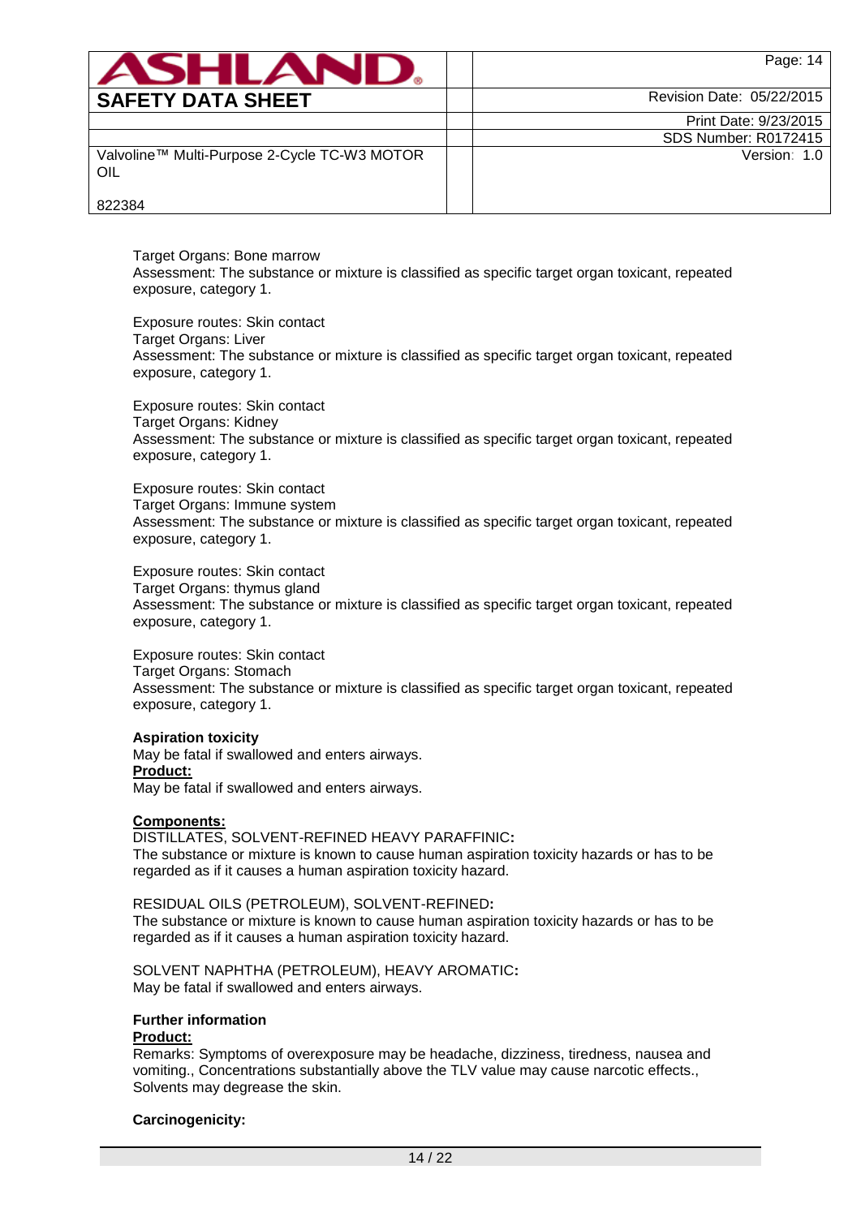Target Organs: Bone marrow
Assessment: The substance or mixture is classified as specific target organ toxicant, repeated exposure, category 1.

Exposure routes: Skin contact
Target Organs: Liver
Assessment: The substance or mixture is classified as specific target organ toxicant, repeated exposure, category 1.

Exposure routes: Skin contact
Target Organs: Kidney
Assessment: The substance or mixture is classified as specific target organ toxicant, repeated exposure, category 1.

Exposure routes: Skin contact
Target Organs: Immune system
Assessment: The substance or mixture is classified as specific target organ toxicant, repeated exposure, category 1.

Exposure routes: Skin contact
Target Organs: thymus gland
Assessment: The substance or mixture is classified as specific target organ toxicant, repeated exposure, category 1.

Exposure routes: Skin contact
Target Organs: Stomach
Assessment: The substance or mixture is classified as specific target organ toxicant, repeated exposure, category 1.

**Aspiration toxicity**
May be fatal if swallowed and enters airways.
**Product:**
May be fatal if swallowed and enters airways.

**Components:**
DISTILLATES, SOLVENT-REFINED HEAVY PARAFFINIC**:**
The substance or mixture is known to cause human aspiration toxicity hazards or has to be regarded as if it causes a human aspiration toxicity hazard.

RESIDUAL OILS (PETROLEUM), SOLVENT-REFINED**:**
The substance or mixture is known to cause human aspiration toxicity hazards or has to be regarded as if it causes a human aspiration toxicity hazard.

SOLVENT NAPHTHA (PETROLEUM), HEAVY AROMATIC**:**
May be fatal if swallowed and enters airways.

**Further information**
**Product:**
Remarks: Symptoms of overexposure may be headache, dizziness, tiredness, nausea and vomiting., Concentrations substantially above the TLV value may cause narcotic effects., Solvents may degrease the skin.

**Carcinogenicity:**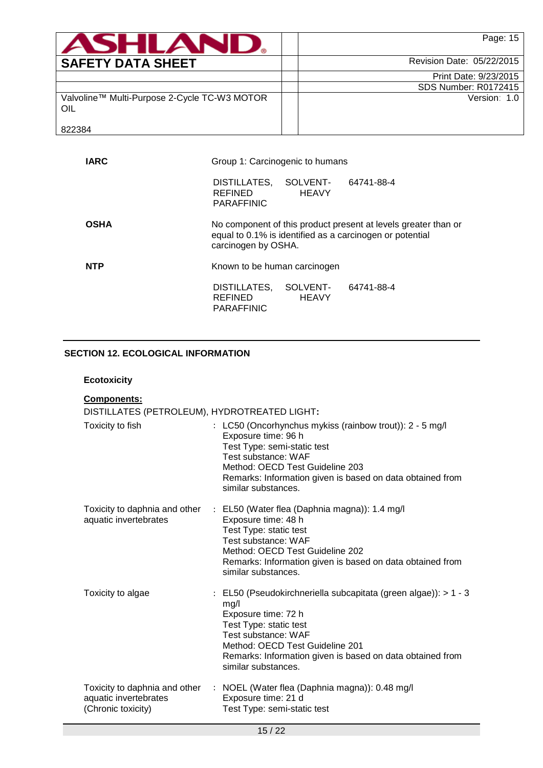**IARC** Group 1: Carcinogenic to humans

| | | |
|---|---|---|
| DISTILLATES, REFINED PARAFFINIC | SOLVENT-HEAVY | 64741-88-4 |

**OSHA** No component of this product present at levels greater than or equal to 0.1% is identified as a carcinogen or potential carcinogen by OSHA.

**NTP** Known to be human carcinogen

| | | |
|---|---|---|
| DISTILLATES, REFINED PARAFFINIC | SOLVENT-HEAVY | 64741-88-4 |

## SECTION 12. ECOLOGICAL INFORMATION

### Ecotoxicity

**Components:**

DISTILLATES (PETROLEUM), HYDROTREATED LIGHT**:**

Toxicity to fish : LC50 (Oncorhynchus mykiss (rainbow trout)): 2 - 5 mg/l
Exposure time: 96 h
Test Type: semi-static test
Test substance: WAF
Method: OECD Test Guideline 203
Remarks: Information given is based on data obtained from similar substances.

Toxicity to daphnia and other aquatic invertebrates : EL50 (Water flea (Daphnia magna)): 1.4 mg/l
Exposure time: 48 h
Test Type: static test
Test substance: WAF
Method: OECD Test Guideline 202
Remarks: Information given is based on data obtained from similar substances.

Toxicity to algae : EL50 (Pseudokirchneriella subcapitata (green algae)): > 1 - 3 mg/l
Exposure time: 72 h
Test Type: static test
Test substance: WAF
Method: OECD Test Guideline 201
Remarks: Information given is based on data obtained from similar substances.

Toxicity to daphnia and other aquatic invertebrates (Chronic toxicity) : NOEL (Water flea (Daphnia magna)): 0.48 mg/l
Exposure time: 21 d
Test Type: semi-static test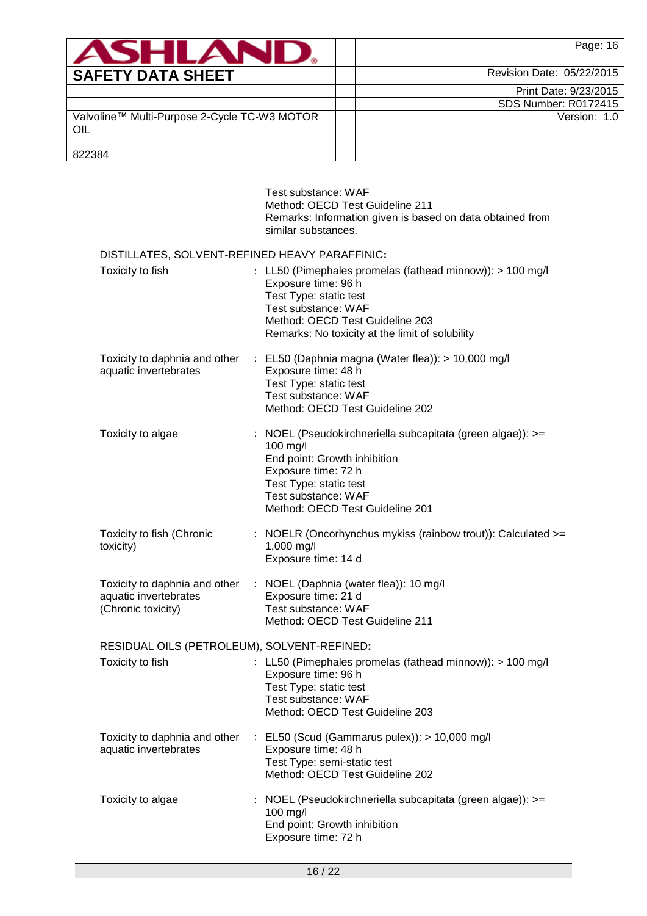Test substance: WAF
Method: OECD Test Guideline 211
Remarks: Information given is based on data obtained from similar substances.

DISTILLATES, SOLVENT-REFINED HEAVY PARAFFINIC**:**

| | |
|---|---|
| Toxicity to fish | : LL50 (Pimephales promelas (fathead minnow)): > 100 mg/l<br>Exposure time: 96 h<br>Test Type: static test<br>Test substance: WAF<br>Method: OECD Test Guideline 203<br>Remarks: No toxicity at the limit of solubility |
| Toxicity to daphnia and other aquatic invertebrates | : EL50 (Daphnia magna (Water flea)): > 10,000 mg/l<br>Exposure time: 48 h<br>Test Type: static test<br>Test substance: WAF<br>Method: OECD Test Guideline 202 |
| Toxicity to algae | : NOEL (Pseudokirchneriella subcapitata (green algae)): >= 100 mg/l<br>End point: Growth inhibition<br>Exposure time: 72 h<br>Test Type: static test<br>Test substance: WAF<br>Method: OECD Test Guideline 201 |
| Toxicity to fish (Chronic toxicity) | : NOELR (Oncorhynchus mykiss (rainbow trout)): Calculated >= 1,000 mg/l<br>Exposure time: 14 d |
| Toxicity to daphnia and other aquatic invertebrates (Chronic toxicity) | : NOEL (Daphnia (water flea)): 10 mg/l<br>Exposure time: 21 d<br>Test substance: WAF<br>Method: OECD Test Guideline 211 |

RESIDUAL OILS (PETROLEUM), SOLVENT-REFINED**:**

| | |
|---|---|
| Toxicity to fish | : LL50 (Pimephales promelas (fathead minnow)): > 100 mg/l<br>Exposure time: 96 h<br>Test Type: static test<br>Test substance: WAF<br>Method: OECD Test Guideline 203 |
| Toxicity to daphnia and other aquatic invertebrates | : EL50 (Scud (Gammarus pulex)): > 10,000 mg/l<br>Exposure time: 48 h<br>Test Type: semi-static test<br>Method: OECD Test Guideline 202 |
| Toxicity to algae | : NOEL (Pseudokirchneriella subcapitata (green algae)): >= 100 mg/l<br>End point: Growth inhibition<br>Exposure time: 72 h |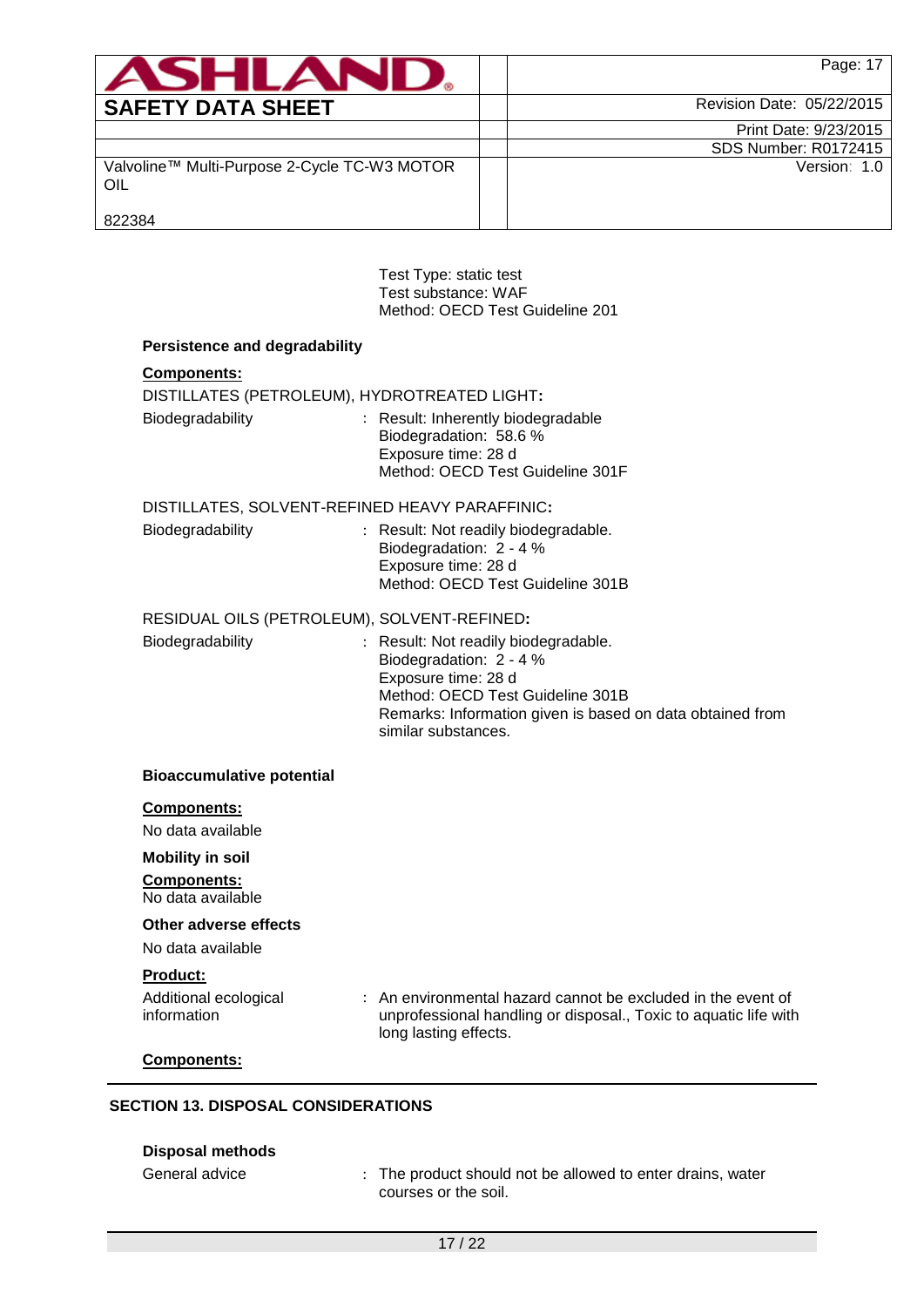Test Type: static test
Test substance: WAF
Method: OECD Test Guideline 201

**Persistence and degradability**

**Components:**

DISTILLATES (PETROLEUM), HYDROTREATED LIGHT**:**

| | |
|---|---|
| Biodegradability | : Result: Inherently biodegradable<br>Biodegradation: 58.6 %<br>Exposure time: 28 d<br>Method: OECD Test Guideline 301F |

DISTILLATES, SOLVENT-REFINED HEAVY PARAFFINIC**:**

| | |
|---|---|
| Biodegradability | : Result: Not readily biodegradable.<br>Biodegradation: 2 - 4 %<br>Exposure time: 28 d<br>Method: OECD Test Guideline 301B |

RESIDUAL OILS (PETROLEUM), SOLVENT-REFINED**:**

| | |
|---|---|
| Biodegradability | : Result: Not readily biodegradable.<br>Biodegradation: 2 - 4 %<br>Exposure time: 28 d<br>Method: OECD Test Guideline 301B<br>Remarks: Information given is based on data obtained from similar substances. |

**Bioaccumulative potential**

**Components:**

No data available

**Mobility in soil**

**Components:**

No data available

**Other adverse effects**

No data available

**Product:**

| | |
|---|---|
| Additional ecological information | : An environmental hazard cannot be excluded in the event of unprofessional handling or disposal., Toxic to aquatic life with long lasting effects. |

**Components:**

## SECTION 13. DISPOSAL CONSIDERATIONS

**Disposal methods**

| | |
|---|---|
| General advice | : The product should not be allowed to enter drains, water courses or the soil. |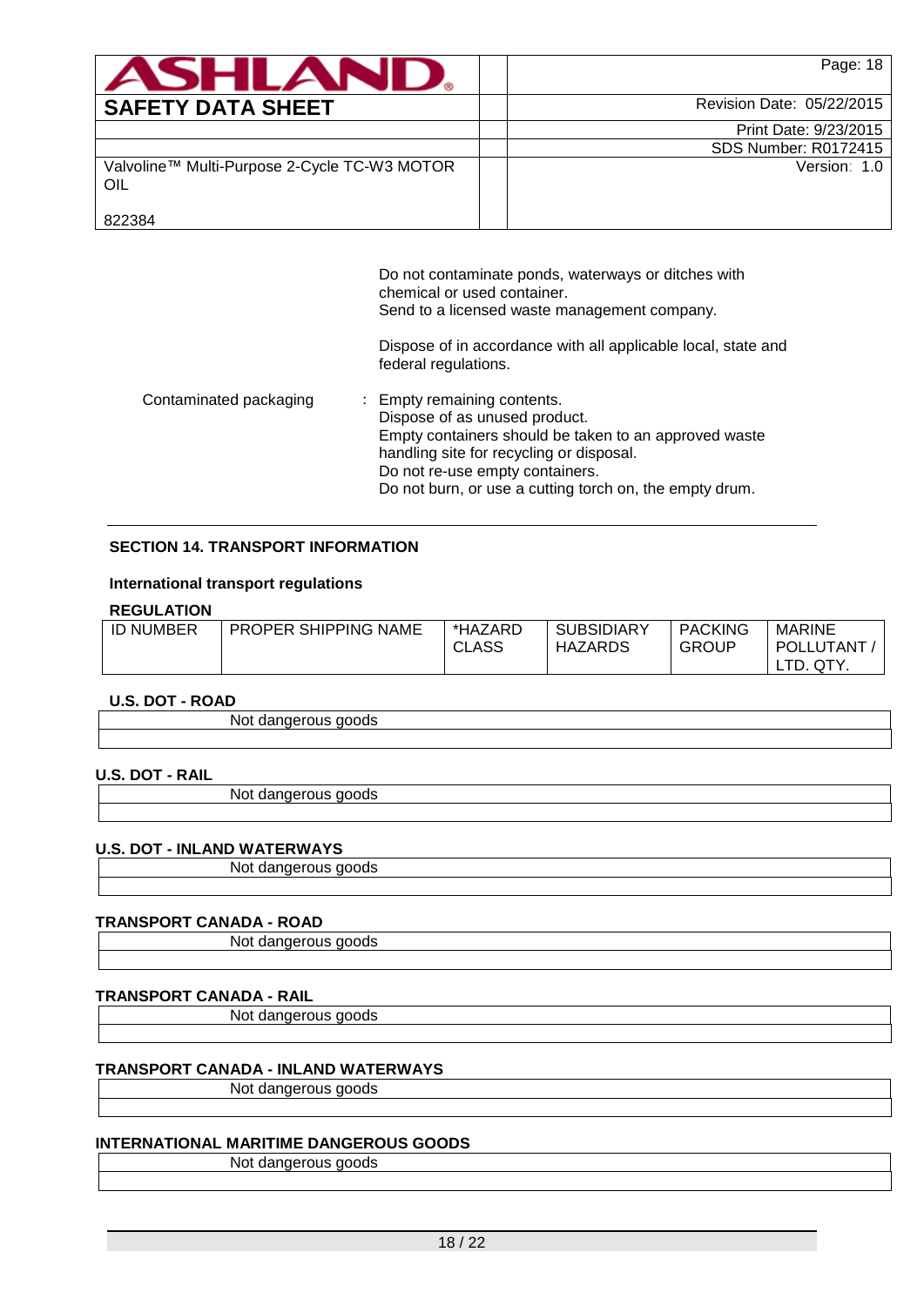Do not contaminate ponds, waterways or ditches with chemical or used container.
Send to a licensed waste management company.

Dispose of in accordance with all applicable local, state and federal regulations.

Contaminated packaging : Empty remaining contents.
Dispose of as unused product.
Empty containers should be taken to an approved waste handling site for recycling or disposal.
Do not re-use empty containers.
Do not burn, or use a cutting torch on, the empty drum.

## SECTION 14. TRANSPORT INFORMATION

### International transport regulations

**REGULATION**

| ID NUMBER | PROPER SHIPPING NAME | *HAZARD CLASS | SUBSIDIARY HAZARDS | PACKING GROUP | MARINE POLLUTANT / LTD. QTY. |
|---|---|---|---|---|---|

**U.S. DOT - ROAD**

| Not dangerous goods |
|---|
| |

**U.S. DOT - RAIL**

| Not dangerous goods |
|---|
| |

**U.S. DOT - INLAND WATERWAYS**

| Not dangerous goods |
|---|
| |

**TRANSPORT CANADA - ROAD**

| Not dangerous goods |
|---|
| |

**TRANSPORT CANADA - RAIL**

| Not dangerous goods |
|---|
| |

**TRANSPORT CANADA - INLAND WATERWAYS**

| Not dangerous goods |
|---|
| |

**INTERNATIONAL MARITIME DANGEROUS GOODS**

| Not dangerous goods |
|---|
| |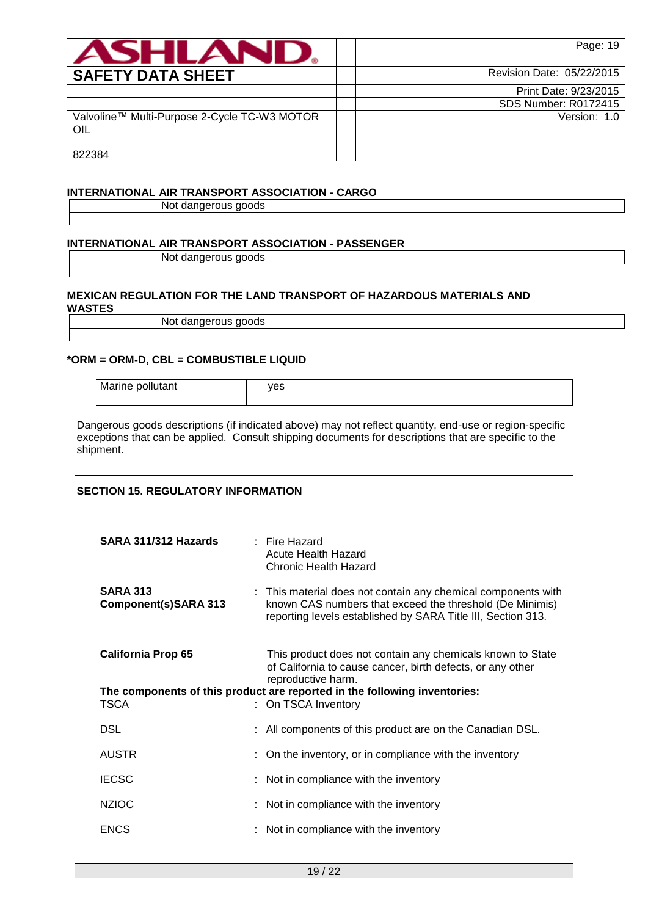**INTERNATIONAL AIR TRANSPORT ASSOCIATION - CARGO**

Not dangerous goods

**INTERNATIONAL AIR TRANSPORT ASSOCIATION - PASSENGER**

Not dangerous goods

**MEXICAN REGULATION FOR THE LAND TRANSPORT OF HAZARDOUS MATERIALS AND WASTES**

Not dangerous goods

**\*ORM = ORM-D, CBL = COMBUSTIBLE LIQUID**

| Marine pollutant | | yes |
|---|---|---|

Dangerous goods descriptions (if indicated above) may not reflect quantity, end-use or region-specific exceptions that can be applied. Consult shipping documents for descriptions that are specific to the shipment.

## SECTION 15. REGULATORY INFORMATION

**SARA 311/312 Hazards** : Fire Hazard
Acute Health Hazard
Chronic Health Hazard

**SARA 313 Component(s)SARA 313** : This material does not contain any chemical components with known CAS numbers that exceed the threshold (De Minimis) reporting levels established by SARA Title III, Section 313.

**California Prop 65** This product does not contain any chemicals known to State of California to cause cancer, birth defects, or any other reproductive harm.

**The components of this product are reported in the following inventories:**

TSCA : On TSCA Inventory

DSL : All components of this product are on the Canadian DSL.

AUSTR : On the inventory, or in compliance with the inventory

IECSC : Not in compliance with the inventory

NZIOC : Not in compliance with the inventory

ENCS : Not in compliance with the inventory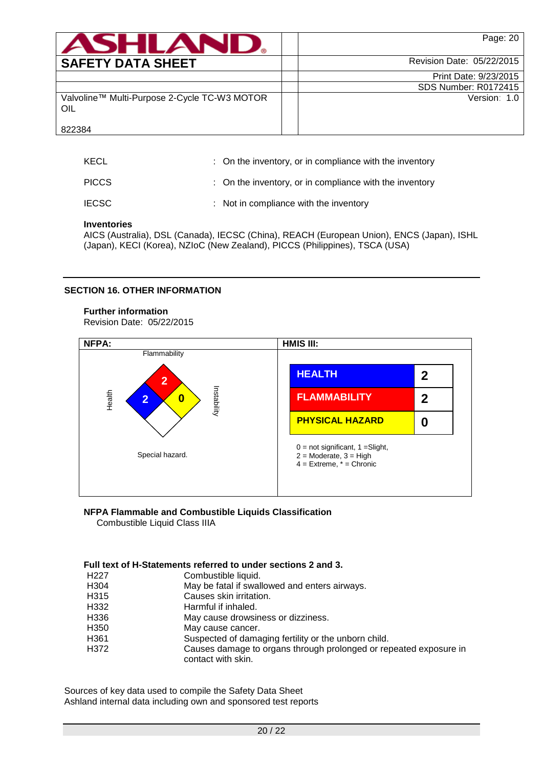| | |
|---|---|
| KECL | : On the inventory, or in compliance with the inventory |
| PICCS | : On the inventory, or in compliance with the inventory |
| IECSC | : Not in compliance with the inventory |

**Inventories**
AICS (Australia), DSL (Canada), IECSC (China), REACH (European Union), ENCS (Japan), ISHL (Japan), KECI (Korea), NZIoC (New Zealand), PICCS (Philippines), TSCA (USA)

## SECTION 16. OTHER INFORMATION

**Further information**
Revision Date: 05/22/2015

| NFPA: | HMIS III: |
|---|---|
| Flammability: 2<br>Health: 2<br>Instability: 0<br>Special hazard. | HEALTH: 2<br>FLAMMABILITY: 2<br>PHYSICAL HAZARD: 0<br><br>0 = not significant, 1 =Slight,<br>2 = Moderate, 3 = High<br>4 = Extreme, * = Chronic |

**NFPA Flammable and Combustible Liquids Classification**
Combustible Liquid Class IIIA

**Full text of H-Statements referred to under sections 2 and 3.**

| | |
|---|---|
| H227 | Combustible liquid. |
| H304 | May be fatal if swallowed and enters airways. |
| H315 | Causes skin irritation. |
| H332 | Harmful if inhaled. |
| H336 | May cause drowsiness or dizziness. |
| H350 | May cause cancer. |
| H361 | Suspected of damaging fertility or the unborn child. |
| H372 | Causes damage to organs through prolonged or repeated exposure in contact with skin. |

Sources of key data used to compile the Safety Data Sheet
Ashland internal data including own and sponsored test reports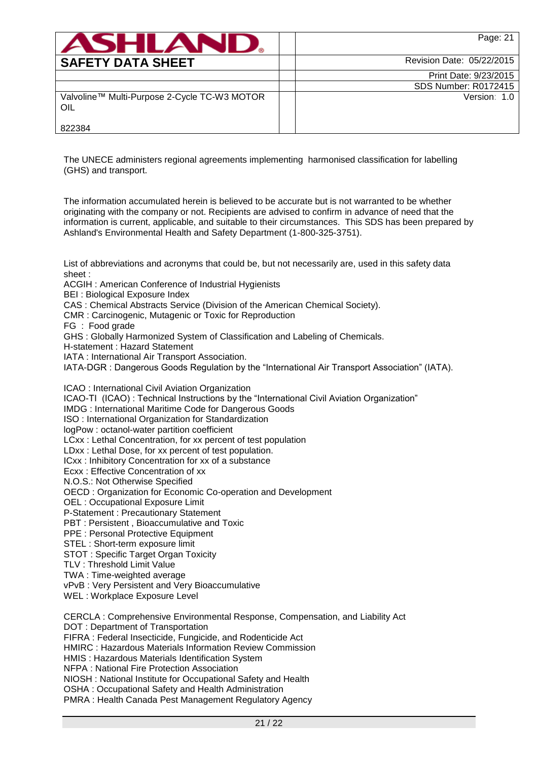The UNECE administers regional agreements implementing  harmonised classification for labelling (GHS) and transport.

The information accumulated herein is believed to be accurate but is not warranted to be whether originating with the company or not. Recipients are advised to confirm in advance of need that the information is current, applicable, and suitable to their circumstances.  This SDS has been prepared by Ashland's Environmental Health and Safety Department (1-800-325-3751).

List of abbreviations and acronyms that could be, but not necessarily are, used in this safety data sheet :

ACGIH : American Conference of Industrial Hygienists  
BEI : Biological Exposure Index  
CAS : Chemical Abstracts Service (Division of the American Chemical Society).  
CMR : Carcinogenic, Mutagenic or Toxic for Reproduction  
FG  :  Food grade  
GHS : Globally Harmonized System of Classification and Labeling of Chemicals.  
H-statement : Hazard Statement  
IATA : International Air Transport Association.  
IATA-DGR : Dangerous Goods Regulation by the “International Air Transport Association” (IATA).

ICAO : International Civil Aviation Organization  
ICAO-TI  (ICAO) : Technical Instructions by the “International Civil Aviation Organization”  
IMDG : International Maritime Code for Dangerous Goods  
ISO : International Organization for Standardization  
logPow : octanol-water partition coefficient  
LCxx : Lethal Concentration, for xx percent of test population  
LDxx : Lethal Dose, for xx percent of test population.  
ICxx : Inhibitory Concentration for xx of a substance  
Ecxx : Effective Concentration of xx  
N.O.S.: Not Otherwise Specified  
OECD : Organization for Economic Co-operation and Development  
OEL : Occupational Exposure Limit  
P-Statement : Precautionary Statement  
PBT : Persistent , Bioaccumulative and Toxic  
PPE : Personal Protective Equipment  
STEL : Short-term exposure limit  
STOT : Specific Target Organ Toxicity  
TLV : Threshold Limit Value  
TWA : Time-weighted average  
vPvB : Very Persistent and Very Bioaccumulative  
WEL : Workplace Exposure Level

CERCLA : Comprehensive Environmental Response, Compensation, and Liability Act  
DOT : Department of Transportation  
FIFRA : Federal Insecticide, Fungicide, and Rodenticide Act  
HMIRC : Hazardous Materials Information Review Commission  
HMIS : Hazardous Materials Identification System  
NFPA : National Fire Protection Association  
NIOSH : National Institute for Occupational Safety and Health  
OSHA : Occupational Safety and Health Administration  
PMRA : Health Canada Pest Management Regulatory Agency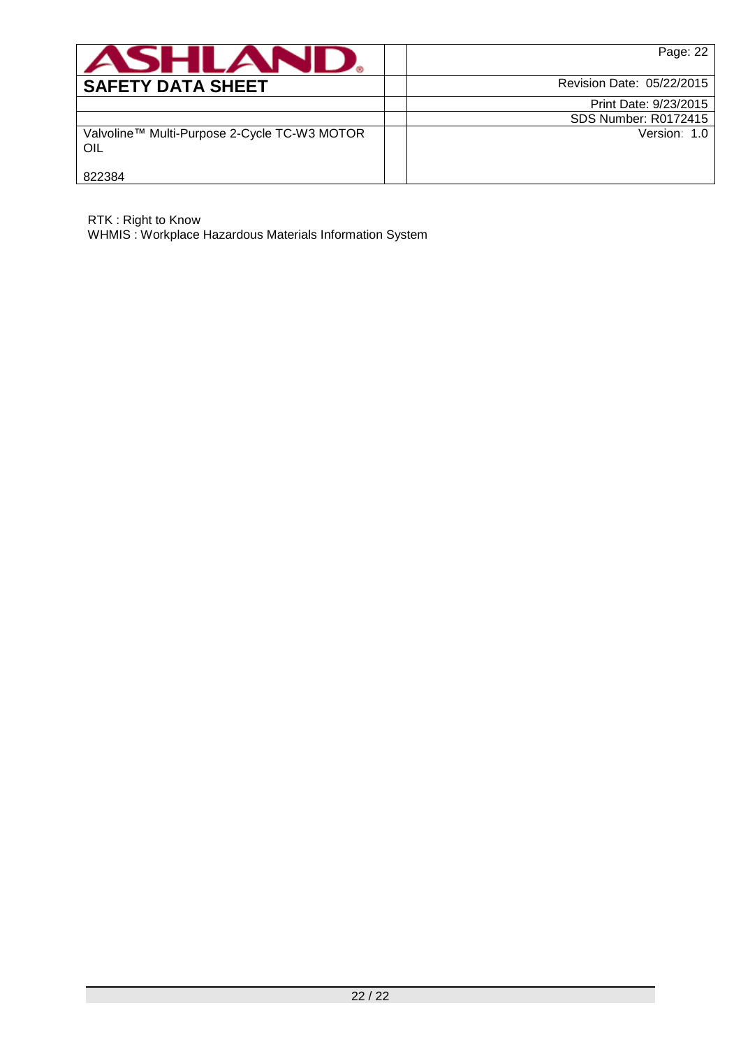RTK : Right to Know
WHMIS : Workplace Hazardous Materials Information System